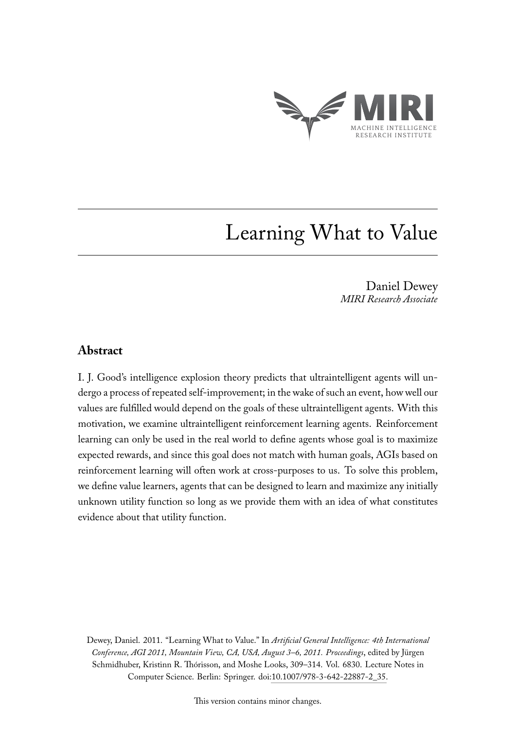# Learning What to Value

Daniel Dewey
*MIRI Research Associate*

## Abstract

I. J. Good's intelligence explosion theory predicts that ultraintelligent agents will undergo a process of repeated self-improvement; in the wake of such an event, how well our values are fulfilled would depend on the goals of these ultraintelligent agents. With this motivation, we examine ultraintelligent reinforcement learning agents. Reinforcement learning can only be used in the real world to define agents whose goal is to maximize expected rewards, and since this goal does not match with human goals, AGIs based on reinforcement learning will often work at cross-purposes to us. To solve this problem, we define value learners, agents that can be designed to learn and maximize any initially unknown utility function so long as we provide them with an idea of what constitutes evidence about that utility function.

Dewey, Daniel. 2011. "Learning What to Value." In *Artificial General Intelligence: 4th International Conference, AGI 2011, Mountain View, CA, USA, August 3–6, 2011. Proceedings*, edited by Jürgen Schmidhuber, Kristinn R. Thórisson, and Moshe Looks, 309–314. Vol. 6830. Lecture Notes in Computer Science. Berlin: Springer. doi:10.1007/978-3-642-22887-2_35.

This version contains minor changes.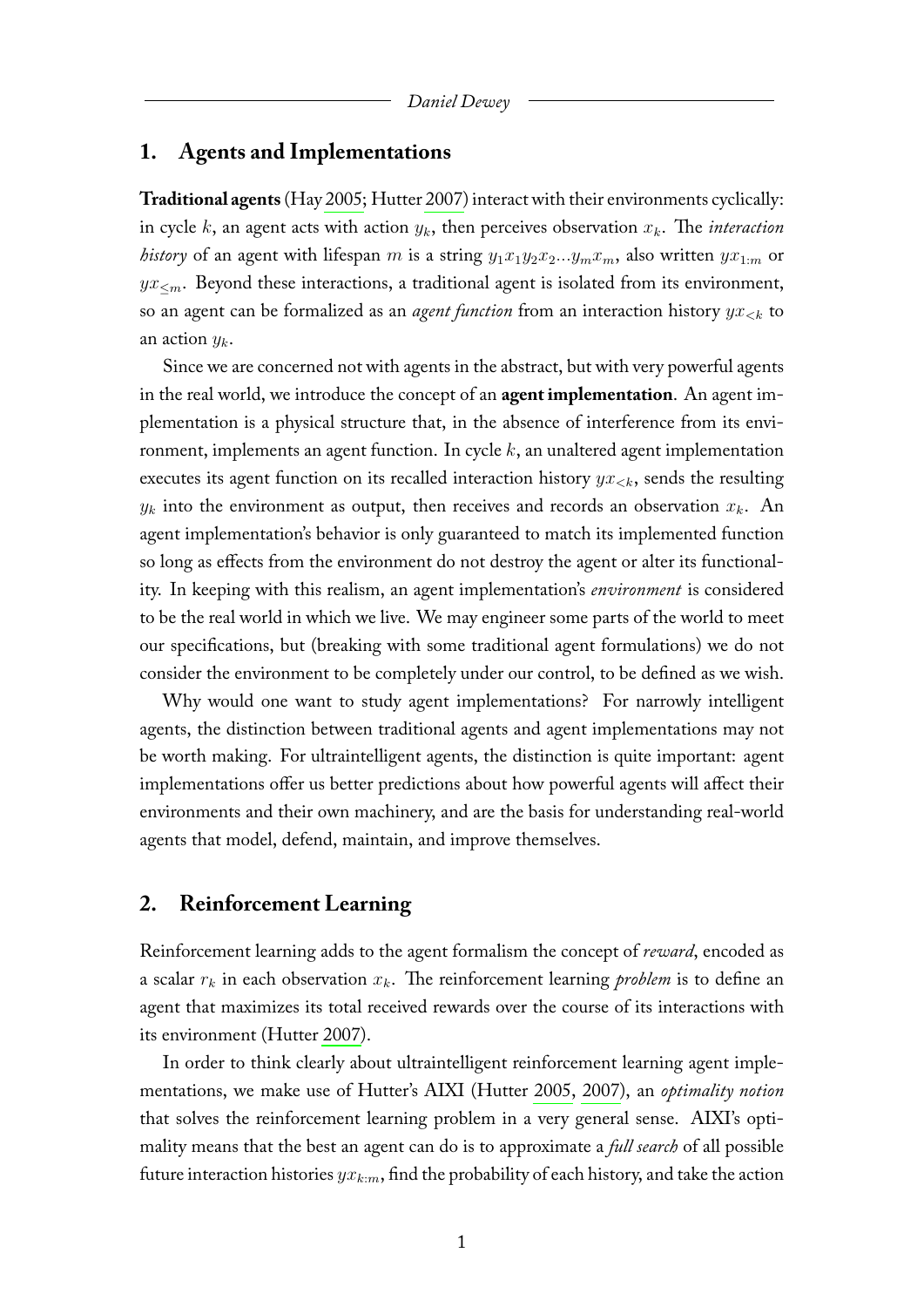## 1. Agents and Implementations

**Traditional agents** (Hay 2005; Hutter 2007) interact with their environments cyclically: in cycle $k$, an agent acts with action $y_k$, then perceives observation $x_k$. The *interaction history* of an agent with lifespan $m$ is a string $y_1 x_1 y_2 x_2 ... y_m x_m$, also written $yx_{1:m}$ or $yx_{\leq m}$. Beyond these interactions, a traditional agent is isolated from its environment, so an agent can be formalized as an *agent function* from an interaction history $yx_{<k}$ to an action $y_k$.

Since we are concerned not with agents in the abstract, but with very powerful agents in the real world, we introduce the concept of an **agent implementation**. An agent implementation is a physical structure that, in the absence of interference from its environment, implements an agent function. In cycle $k$, an unaltered agent implementation executes its agent function on its recalled interaction history $yx_{<k}$, sends the resulting $y_k$ into the environment as output, then receives and records an observation $x_k$. An agent implementation's behavior is only guaranteed to match its implemented function so long as effects from the environment do not destroy the agent or alter its functionality. In keeping with this realism, an agent implementation's *environment* is considered to be the real world in which we live. We may engineer some parts of the world to meet our specifications, but (breaking with some traditional agent formulations) we do not consider the environment to be completely under our control, to be defined as we wish.

Why would one want to study agent implementations? For narrowly intelligent agents, the distinction between traditional agents and agent implementations may not be worth making. For ultraintelligent agents, the distinction is quite important: agent implementations offer us better predictions about how powerful agents will affect their environments and their own machinery, and are the basis for understanding real-world agents that model, defend, maintain, and improve themselves.

## 2. Reinforcement Learning

Reinforcement learning adds to the agent formalism the concept of *reward*, encoded as a scalar $r_k$ in each observation $x_k$. The reinforcement learning *problem* is to define an agent that maximizes its total received rewards over the course of its interactions with its environment (Hutter 2007).

In order to think clearly about ultraintelligent reinforcement learning agent implementations, we make use of Hutter's AIXI (Hutter 2005, 2007), an *optimality notion* that solves the reinforcement learning problem in a very general sense. AIXI's optimality means that the best an agent can do is to approximate a *full search* of all possible future interaction histories $yx_{k:m}$, find the probability of each history, and take the action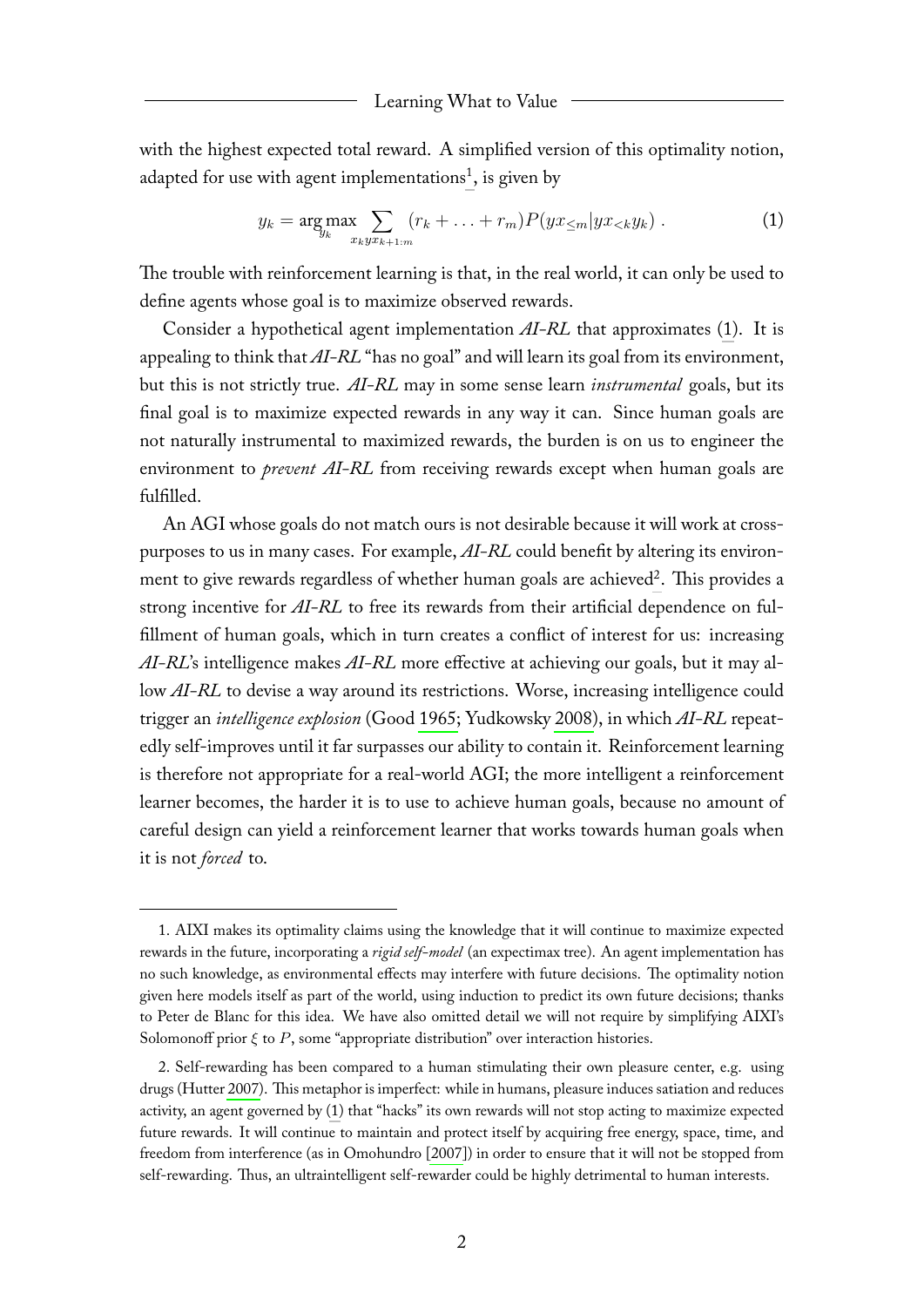with the highest expected total reward. A simplified version of this optimality notion, adapted for use with agent implementations[1], is given by

$$y_k = \arg\max_{y_k} \sum_{x_k yx_{k+1:m}} (r_k + \ldots + r_m) P(yx_{\leq m} | yx_{<k} y_k) \; . \tag{1}$$

The trouble with reinforcement learning is that, in the real world, it can only be used to define agents whose goal is to maximize observed rewards.

Consider a hypothetical agent implementation *AI-RL* that approximates (1). It is appealing to think that *AI-RL* "has no goal" and will learn its goal from its environment, but this is not strictly true. *AI-RL* may in some sense learn *instrumental* goals, but its final goal is to maximize expected rewards in any way it can. Since human goals are not naturally instrumental to maximized rewards, the burden is on us to engineer the environment to *prevent* *AI-RL* from receiving rewards except when human goals are fulfilled.

An AGI whose goals do not match ours is not desirable because it will work at cross-purposes to us in many cases. For example, *AI-RL* could benefit by altering its environment to give rewards regardless of whether human goals are achieved[2]. This provides a strong incentive for *AI-RL* to free its rewards from their artificial dependence on fulfillment of human goals, which in turn creates a conflict of interest for us: increasing *AI-RL*'s intelligence makes *AI-RL* more effective at achieving our goals, but it may allow *AI-RL* to devise a way around its restrictions. Worse, increasing intelligence could trigger an *intelligence explosion* (Good 1965; Yudkowsky 2008), in which *AI-RL* repeatedly self-improves until it far surpasses our ability to contain it. Reinforcement learning is therefore not appropriate for a real-world AGI; the more intelligent a reinforcement learner becomes, the harder it is to use to achieve human goals, because no amount of careful design can yield a reinforcement learner that works towards human goals when it is not *forced* to.

---

1. AIXI makes its optimality claims using the knowledge that it will continue to maximize expected rewards in the future, incorporating a *rigid self-model* (an expectimax tree). An agent implementation has no such knowledge, as environmental effects may interfere with future decisions. The optimality notion given here models itself as part of the world, using induction to predict its own future decisions; thanks to Peter de Blanc for this idea. We have also omitted detail we will not require by simplifying AIXI's Solomonoff prior $\xi$ to $P$, some "appropriate distribution" over interaction histories.

2. Self-rewarding has been compared to a human stimulating their own pleasure center, e.g. using drugs (Hutter 2007). This metaphor is imperfect: while in humans, pleasure induces satiation and reduces activity, an agent governed by (1) that "hacks" its own rewards will not stop acting to maximize expected future rewards. It will continue to maintain and protect itself by acquiring free energy, space, time, and freedom from interference (as in Omohundro [2007]) in order to ensure that it will not be stopped from self-rewarding. Thus, an ultraintelligent self-rewarder could be highly detrimental to human interests.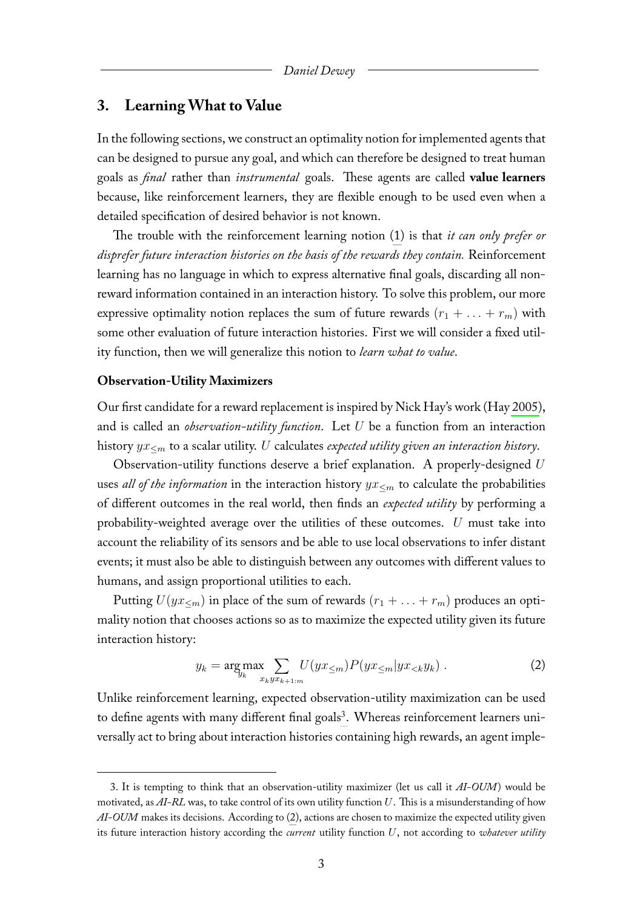## 3. Learning What to Value

In the following sections, we construct an optimality notion for implemented agents that can be designed to pursue any goal, and which can therefore be designed to treat human goals as *final* rather than *instrumental* goals. These agents are called **value learners** because, like reinforcement learners, they are flexible enough to be used even when a detailed specification of desired behavior is not known.

The trouble with the reinforcement learning notion (1) is that *it can only prefer or disprefer future interaction histories on the basis of the rewards they contain.* Reinforcement learning has no language in which to express alternative final goals, discarding all non-reward information contained in an interaction history. To solve this problem, our more expressive optimality notion replaces the sum of future rewards $(r_1 + \ldots + r_m)$ with some other evaluation of future interaction histories. First we will consider a fixed utility function, then we will generalize this notion to *learn what to value*.

### Observation-Utility Maximizers

Our first candidate for a reward replacement is inspired by Nick Hay's work (Hay 2005), and is called an *observation-utility function*. Let $U$ be a function from an interaction history $yx_{\leq m}$ to a scalar utility. $U$ calculates *expected utility given an interaction history*.

Observation-utility functions deserve a brief explanation. A properly-designed $U$ uses *all of the information* in the interaction history $yx_{\leq m}$ to calculate the probabilities of different outcomes in the real world, then finds an *expected utility* by performing a probability-weighted average over the utilities of these outcomes. $U$ must take into account the reliability of its sensors and be able to use local observations to infer distant events; it must also be able to distinguish between any outcomes with different values to humans, and assign proportional utilities to each.

Putting $U(yx_{\leq m})$ in place of the sum of rewards $(r_1 + \ldots + r_m)$ produces an optimality notion that chooses actions so as to maximize the expected utility given its future interaction history:

$$y_k = \arg\max_{y_k} \sum_{x_k yx_{k+1:m}} U(yx_{\leq m}) P(yx_{\leq m} | yx_{<k} y_k) \; . \tag{2}$$

Unlike reinforcement learning, expected observation-utility maximization can be used to define agents with many different final goals[3]. Whereas reinforcement learners universally act to bring about interaction histories containing high rewards, an agent imple-

3. It is tempting to think that an observation-utility maximizer (let us call it *AI-OUM*) would be motivated, as *AI-RL* was, to take control of its own utility function $U$. This is a misunderstanding of how *AI-OUM* makes its decisions. According to (2), actions are chosen to maximize the expected utility given its future interaction history according the *current* utility function $U$, not according to *whatever utility*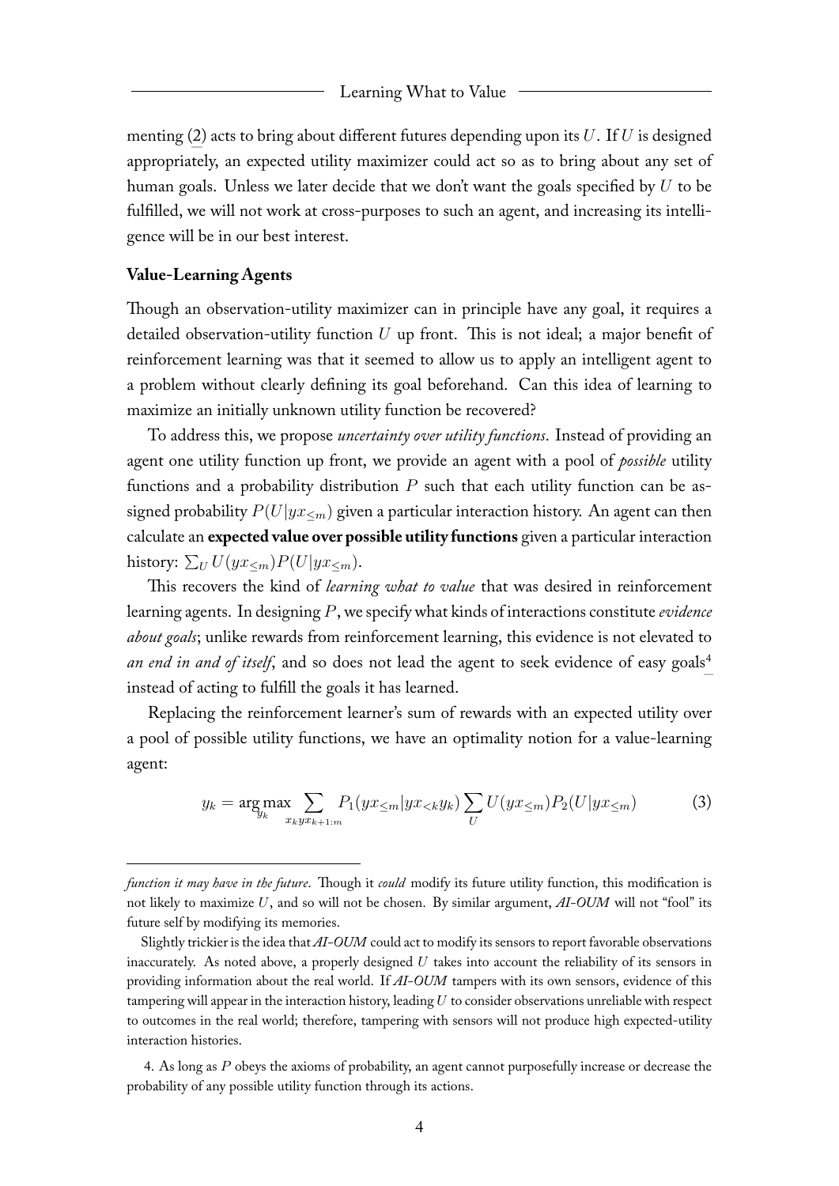menting (2) acts to bring about different futures depending upon its $U$. If $U$ is designed appropriately, an expected utility maximizer could act so as to bring about any set of human goals. Unless we later decide that we don't want the goals specified by $U$ to be fulfilled, we will not work at cross-purposes to such an agent, and increasing its intelligence will be in our best interest.

### Value-Learning Agents

Though an observation-utility maximizer can in principle have any goal, it requires a detailed observation-utility function $U$ up front. This is not ideal; a major benefit of reinforcement learning was that it seemed to allow us to apply an intelligent agent to a problem without clearly defining its goal beforehand. Can this idea of learning to maximize an initially unknown utility function be recovered?

To address this, we propose *uncertainty over utility functions*. Instead of providing an agent one utility function up front, we provide an agent with a pool of *possible* utility functions and a probability distribution $P$ such that each utility function can be assigned probability $P(U|yx_{\leq m})$ given a particular interaction history. An agent can then calculate an **expected value over possible utility functions** given a particular interaction history: $\sum_U U(yx_{\leq m})P(U|yx_{\leq m})$.

This recovers the kind of *learning what to value* that was desired in reinforcement learning agents. In designing $P$, we specify what kinds of interactions constitute *evidence about goals*; unlike rewards from reinforcement learning, this evidence is not elevated to *an end in and of itself*, and so does not lead the agent to seek evidence of easy goals[4] instead of acting to fulfill the goals it has learned.

Replacing the reinforcement learner's sum of rewards with an expected utility over a pool of possible utility functions, we have an optimality notion for a value-learning agent:

$$y_k = \arg\max_{y_k} \sum_{x_k yx_{k+1:m}} P_1(yx_{\leq m}|yx_{<k}y_k) \sum_U U(yx_{\leq m})P_2(U|yx_{\leq m}) \tag{3}$$

---

*function it may have in the future*. Though it *could* modify its future utility function, this modification is not likely to maximize $U$, and so will not be chosen. By similar argument, *AI-OUM* will not "fool" its future self by modifying its memories.

Slightly trickier is the idea that *AI-OUM* could act to modify its sensors to report favorable observations inaccurately. As noted above, a properly designed $U$ takes into account the reliability of its sensors in providing information about the real world. If *AI-OUM* tampers with its own sensors, evidence of this tampering will appear in the interaction history, leading $U$ to consider observations unreliable with respect to outcomes in the real world; therefore, tampering with sensors will not produce high expected-utility interaction histories.

4. As long as $P$ obeys the axioms of probability, an agent cannot purposefully increase or decrease the probability of any possible utility function through its actions.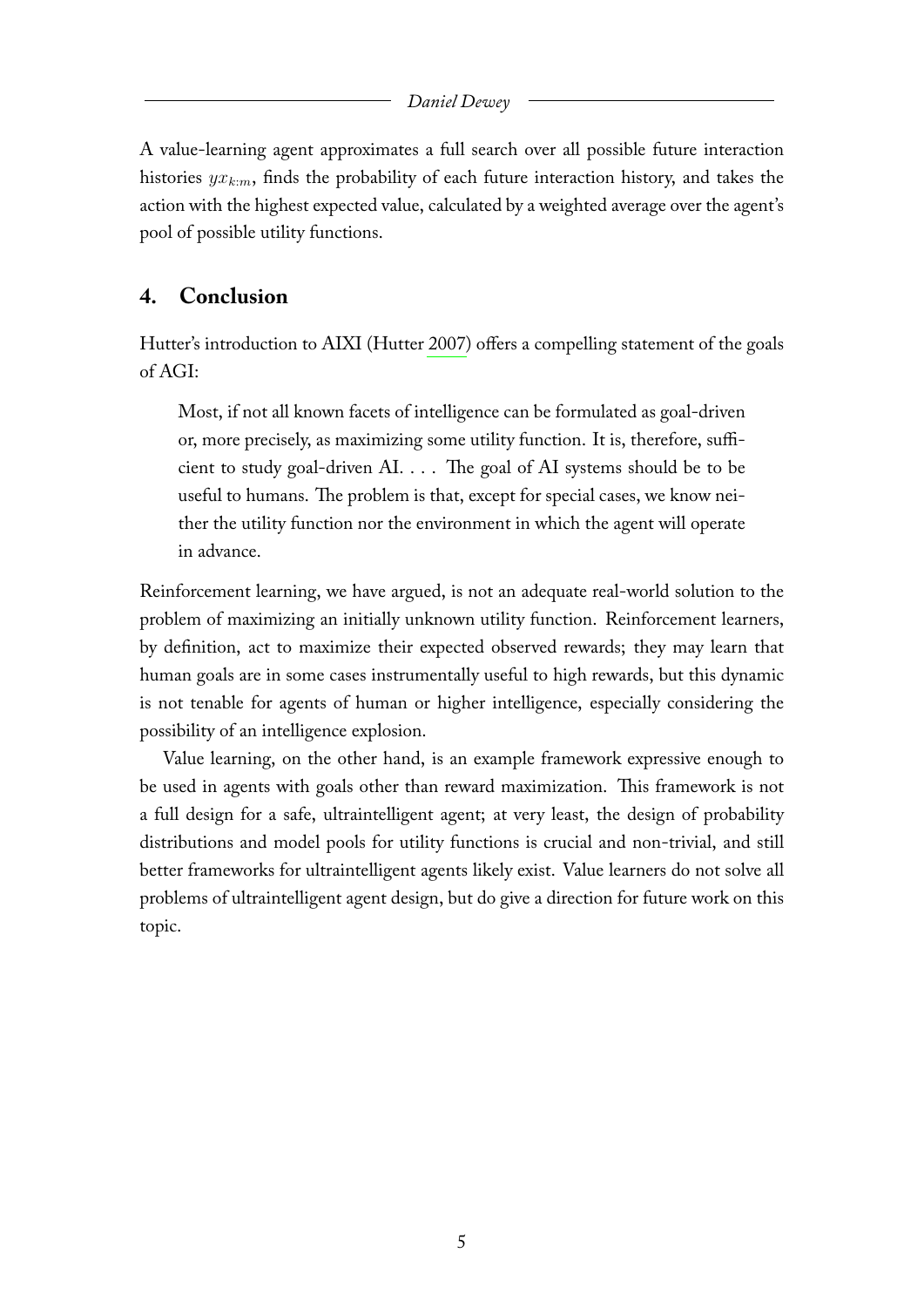A value-learning agent approximates a full search over all possible future interaction histories $yx_{k:m}$, finds the probability of each future interaction history, and takes the action with the highest expected value, calculated by a weighted average over the agent's pool of possible utility functions.

## 4. Conclusion

Hutter's introduction to AIXI (Hutter 2007) offers a compelling statement of the goals of AGI:

> Most, if not all known facets of intelligence can be formulated as goal-driven or, more precisely, as maximizing some utility function. It is, therefore, sufficient to study goal-driven AI. . . . The goal of AI systems should be to be useful to humans. The problem is that, except for special cases, we know neither the utility function nor the environment in which the agent will operate in advance.

Reinforcement learning, we have argued, is not an adequate real-world solution to the problem of maximizing an initially unknown utility function. Reinforcement learners, by definition, act to maximize their expected observed rewards; they may learn that human goals are in some cases instrumentally useful to high rewards, but this dynamic is not tenable for agents of human or higher intelligence, especially considering the possibility of an intelligence explosion.

Value learning, on the other hand, is an example framework expressive enough to be used in agents with goals other than reward maximization. This framework is not a full design for a safe, ultraintelligent agent; at very least, the design of probability distributions and model pools for utility functions is crucial and non-trivial, and still better frameworks for ultraintelligent agents likely exist. Value learners do not solve all problems of ultraintelligent agent design, but do give a direction for future work on this topic.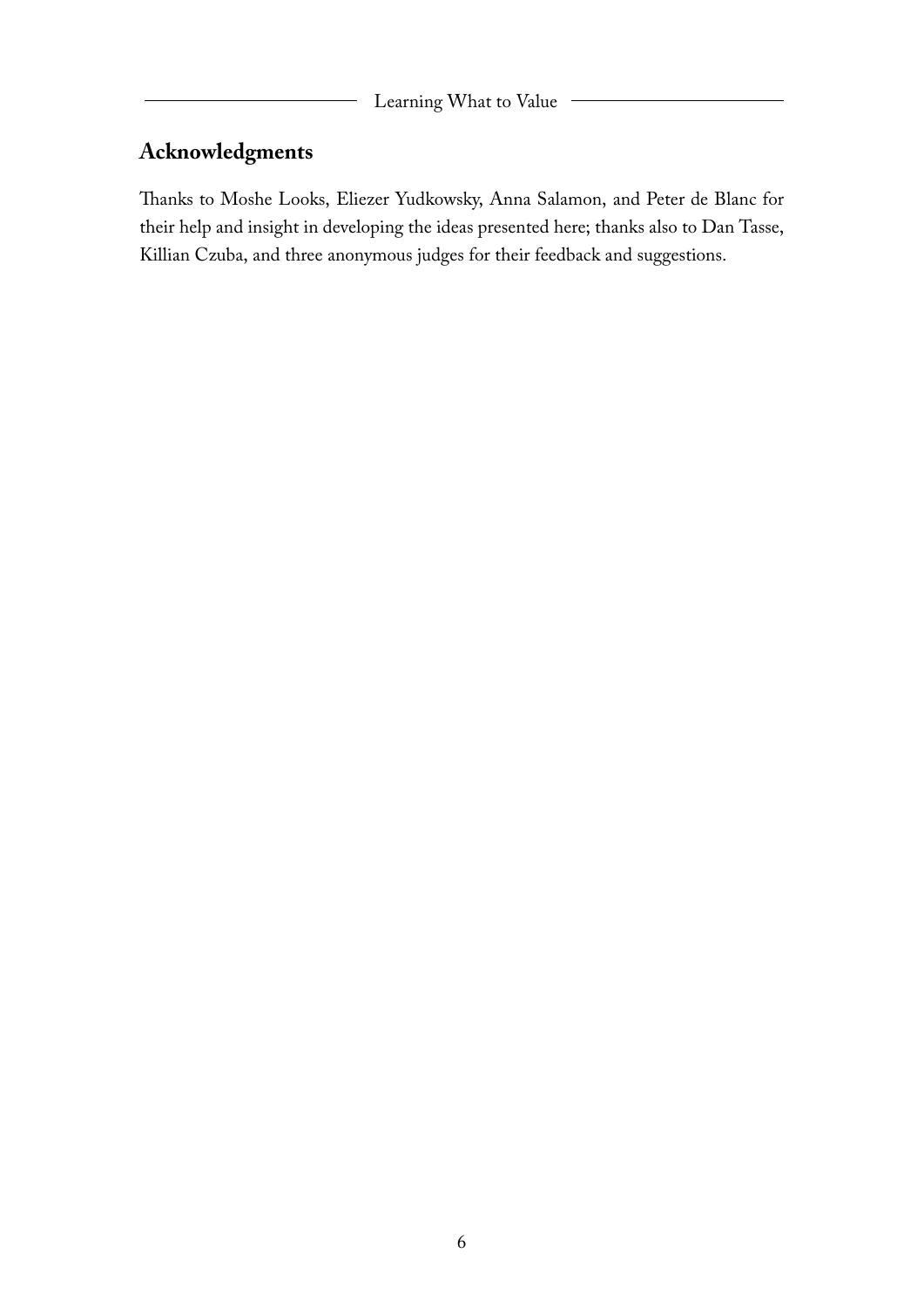## Acknowledgments

Thanks to Moshe Looks, Eliezer Yudkowsky, Anna Salamon, and Peter de Blanc for their help and insight in developing the ideas presented here; thanks also to Dan Tasse, Killian Czuba, and three anonymous judges for their feedback and suggestions.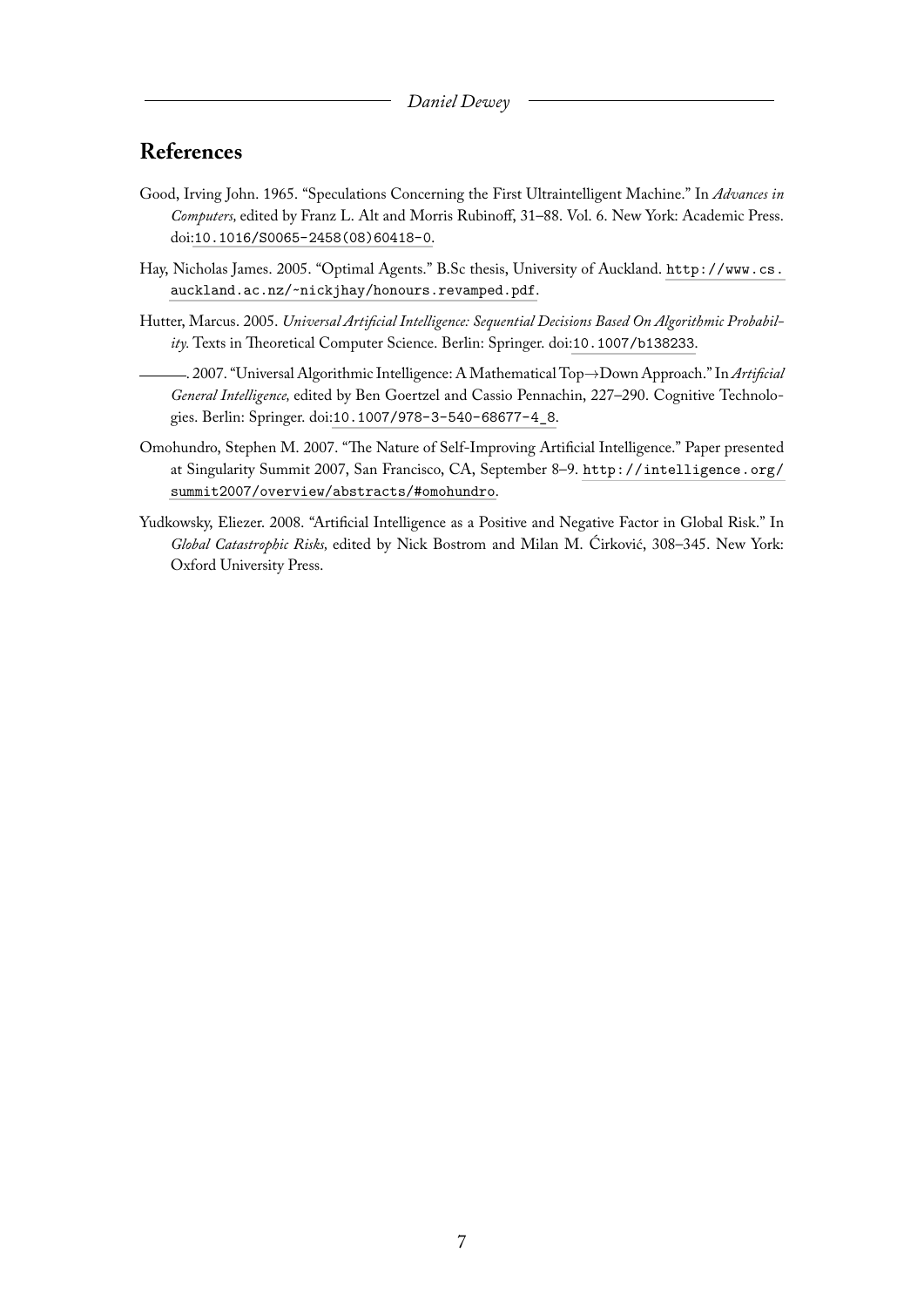## References

Good, Irving John. 1965. "Speculations Concerning the First Ultraintelligent Machine." In *Advances in Computers,* edited by Franz L. Alt and Morris Rubinoff, 31–88. Vol. 6. New York: Academic Press. doi:10.1016/S0065-2458(08)60418-0.

Hay, Nicholas James. 2005. "Optimal Agents." B.Sc thesis, University of Auckland. http://www.cs.auckland.ac.nz/~nickjhay/honours.revamped.pdf.

Hutter, Marcus. 2005. *Universal Artificial Intelligence: Sequential Decisions Based On Algorithmic Probability.* Texts in Theoretical Computer Science. Berlin: Springer. doi:10.1007/b138233.

———. 2007. "Universal Algorithmic Intelligence: A Mathematical Top→Down Approach." In *Artificial General Intelligence,* edited by Ben Goertzel and Cassio Pennachin, 227–290. Cognitive Technologies. Berlin: Springer. doi:10.1007/978-3-540-68677-4_8.

Omohundro, Stephen M. 2007. "The Nature of Self-Improving Artificial Intelligence." Paper presented at Singularity Summit 2007, San Francisco, CA, September 8–9. http://intelligence.org/summit2007/overview/abstracts/#omohundro.

Yudkowsky, Eliezer. 2008. "Artificial Intelligence as a Positive and Negative Factor in Global Risk." In *Global Catastrophic Risks,* edited by Nick Bostrom and Milan M. Ćirković, 308–345. New York: Oxford University Press.